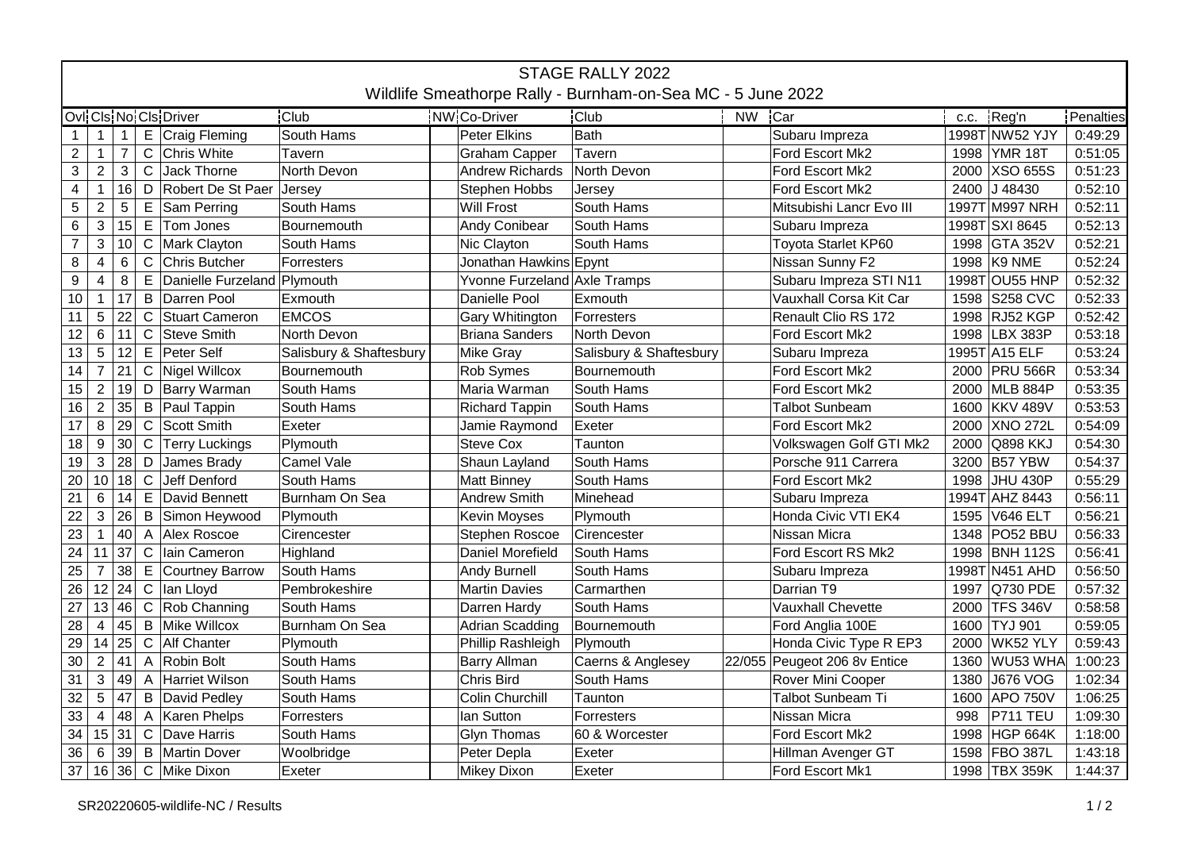# STAGE RALLY 2022

## Wildlife Smeathorpe Rally - Burnham-on-Sea MC - 5 June 2022

| Ovl | Cls | No | Cls | Driver | Club | NW | Co-Driver | Club | NW | Car | c.c. | Reg'n | Penalties |
|---|---|---|---|---|---|---|---|---|---|---|---|---|---|
| 1 | 1 | 1 | E | Craig Fleming | South Hams | | Peter Elkins | Bath | | Subaru Impreza | 1998T | NW52 YJY | 0:49:29 |
| 2 | 1 | 7 | C | Chris White | Tavern | | Graham Capper | Tavern | | Ford Escort Mk2 | 1998 | YMR 18T | 0:51:05 |
| 3 | 2 | 3 | C | Jack Thorne | North Devon | | Andrew Richards | North Devon | | Ford Escort Mk2 | 2000 | XSO 655S | 0:51:23 |
| 4 | 1 | 16 | D | Robert De St Paer | Jersey | | Stephen Hobbs | Jersey | | Ford Escort Mk2 | 2400 | J 48430 | 0:52:10 |
| 5 | 2 | 5 | E | Sam Perring | South Hams | | Will Frost | South Hams | | Mitsubishi Lancr Evo III | 1997T | M997 NRH | 0:52:11 |
| 6 | 3 | 15 | E | Tom Jones | Bournemouth | | Andy Conibear | South Hams | | Subaru Impreza | 1998T | SXI 8645 | 0:52:13 |
| 7 | 3 | 10 | C | Mark Clayton | South Hams | | Nic Clayton | South Hams | | Toyota Starlet KP60 | 1998 | GTA 352V | 0:52:21 |
| 8 | 4 | 6 | C | Chris Butcher | Forresters | | Jonathan Hawkins | Epynt | | Nissan Sunny F2 | 1998 | K9 NME | 0:52:24 |
| 9 | 4 | 8 | E | Danielle Furzeland | Plymouth | | Yvonne Furzeland | Axle Tramps | | Subaru Impreza STI N11 | 1998T | OU55 HNP | 0:52:32 |
| 10 | 1 | 17 | B | Darren Pool | Exmouth | | Danielle Pool | Exmouth | | Vauxhall Corsa Kit Car | 1598 | S258 CVC | 0:52:33 |
| 11 | 5 | 22 | C | Stuart Cameron | EMCOS | | Gary Whitington | Forresters | | Renault Clio RS 172 | 1998 | RJ52 KGP | 0:52:42 |
| 12 | 6 | 11 | C | Steve Smith | North Devon | | Briana Sanders | North Devon | | Ford Escort Mk2 | 1998 | LBX 383P | 0:53:18 |
| 13 | 5 | 12 | E | Peter Self | Salisbury & Shaftesbury | | Mike Gray | Salisbury & Shaftesbury | | Subaru Impreza | 1995T | A15 ELF | 0:53:24 |
| 14 | 7 | 21 | C | Nigel Willcox | Bournemouth | | Rob Symes | Bournemouth | | Ford Escort Mk2 | 2000 | PRU 566R | 0:53:34 |
| 15 | 2 | 19 | D | Barry Warman | South Hams | | Maria Warman | South Hams | | Ford Escort Mk2 | 2000 | MLB 884P | 0:53:35 |
| 16 | 2 | 35 | B | Paul Tappin | South Hams | | Richard Tappin | South Hams | | Talbot Sunbeam | 1600 | KKV 489V | 0:53:53 |
| 17 | 8 | 29 | C | Scott Smith | Exeter | | Jamie Raymond | Exeter | | Ford Escort Mk2 | 2000 | XNO 272L | 0:54:09 |
| 18 | 9 | 30 | C | Terry Luckings | Plymouth | | Steve Cox | Taunton | | Volkswagen Golf GTI Mk2 | 2000 | Q898 KKJ | 0:54:30 |
| 19 | 3 | 28 | D | James Brady | Camel Vale | | Shaun Layland | South Hams | | Porsche 911 Carrera | 3200 | B57 YBW | 0:54:37 |
| 20 | 10 | 18 | C | Jeff Denford | South Hams | | Matt Binney | South Hams | | Ford Escort Mk2 | 1998 | JHU 430P | 0:55:29 |
| 21 | 6 | 14 | E | David Bennett | Burnham On Sea | | Andrew Smith | Minehead | | Subaru Impreza | 1994T | AHZ 8443 | 0:56:11 |
| 22 | 3 | 26 | B | Simon Heywood | Plymouth | | Kevin Moyses | Plymouth | | Honda Civic VTI EK4 | 1595 | V646 ELT | 0:56:21 |
| 23 | 1 | 40 | A | Alex Roscoe | Cirencester | | Stephen Roscoe | Cirencester | | Nissan Micra | 1348 | PO52 BBU | 0:56:33 |
| 24 | 11 | 37 | C | Iain Cameron | Highland | | Daniel Morefield | South Hams | | Ford Escort RS Mk2 | 1998 | BNH 112S | 0:56:41 |
| 25 | 7 | 38 | E | Courtney Barrow | South Hams | | Andy Burnell | South Hams | | Subaru Impreza | 1998T | N451 AHD | 0:56:50 |
| 26 | 12 | 24 | C | Ian Lloyd | Pembrokeshire | | Martin Davies | Carmarthen | | Darrian T9 | 1997 | Q730 PDE | 0:57:32 |
| 27 | 13 | 46 | C | Rob Channing | South Hams | | Darren Hardy | South Hams | | Vauxhall Chevette | 2000 | TFS 346V | 0:58:58 |
| 28 | 4 | 45 | B | Mike Willcox | Burnham On Sea | | Adrian Scadding | Bournemouth | | Ford Anglia 100E | 1600 | TYJ 901 | 0:59:05 |
| 29 | 14 | 25 | C | Alf Chanter | Plymouth | | Phillip Rashleigh | Plymouth | | Honda Civic Type R EP3 | 2000 | WK52 YLY | 0:59:43 |
| 30 | 2 | 41 | A | Robin Bolt | South Hams | | Barry Allman | Caerns & Anglesey | 22/055 | Peugeot 206 8v Entice | 1360 | WU53 WHA | 1:00:23 |
| 31 | 3 | 49 | A | Harriet Wilson | South Hams | | Chris Bird | South Hams | | Rover Mini Cooper | 1380 | J676 VOG | 1:02:34 |
| 32 | 5 | 47 | B | David Pedley | South Hams | | Colin Churchill | Taunton | | Talbot Sunbeam Ti | 1600 | APO 750V | 1:06:25 |
| 33 | 4 | 48 | A | Karen Phelps | Forresters | | Ian Sutton | Forresters | | Nissan Micra | 998 | P711 TEU | 1:09:30 |
| 34 | 15 | 31 | C | Dave Harris | South Hams | | Glyn Thomas | 60 & Worcester | | Ford Escort Mk2 | 1998 | HGP 664K | 1:18:00 |
| 36 | 6 | 39 | B | Martin Dover | Woolbridge | | Peter Depla | Exeter | | Hillman Avenger GT | 1598 | FBO 387L | 1:43:18 |
| 37 | 16 | 36 | C | Mike Dixon | Exeter | | Mikey Dixon | Exeter | | Ford Escort Mk1 | 1998 | TBX 359K | 1:44:37 |

SR20220605-wildlife-NC / Results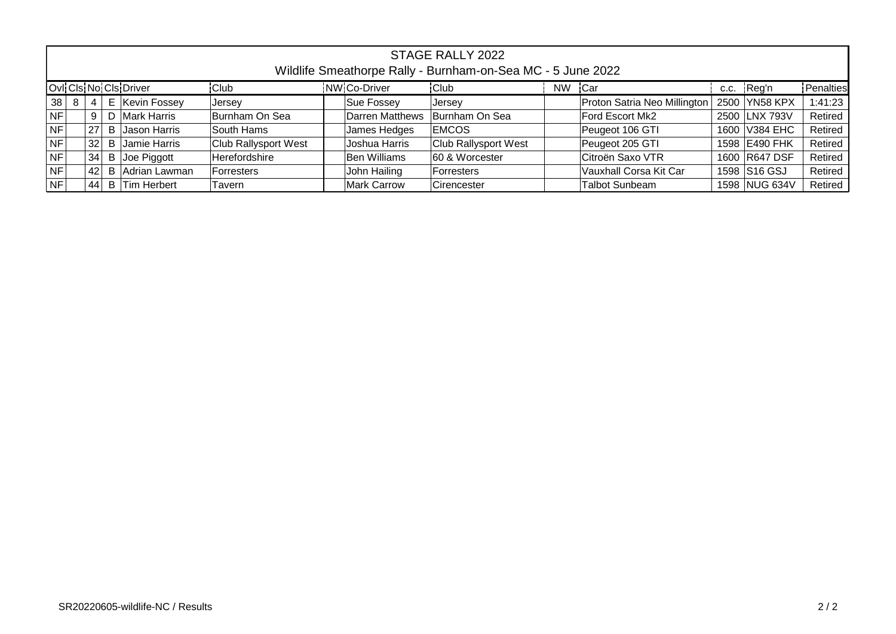# STAGE RALLY 2022

## Wildlife Smeathorpe Rally - Burnham-on-Sea MC - 5 June 2022

| Ovl | Cls | No | Cls | Driver | Club | NW | Co-Driver | Club | NW | Car | c.c. | Reg'n | Penalties |
|---|---|---|---|---|---|---|---|---|---|---|---|---|---|
| 38 | 8 | 4 | E | Kevin Fossey | Jersey | | Sue Fossey | Jersey | | Proton Satria Neo Millington | 2500 | YN58 KPX | 1:41:23 |
| NF | | 9 | D | Mark Harris | Burnham On Sea | | Darren Matthews | Burnham On Sea | | Ford Escort Mk2 | 2500 | LNX 793V | Retired |
| NF | | 27 | B | Jason Harris | South Hams | | James Hedges | EMCOS | | Peugeot 106 GTI | 1600 | V384 EHC | Retired |
| NF | | 32 | B | Jamie Harris | Club Rallysport West | | Joshua Harris | Club Rallysport West | | Peugeot 205 GTI | 1598 | E490 FHK | Retired |
| NF | | 34 | B | Joe Piggott | Herefordshire | | Ben Williams | 60 & Worcester | | Citroën Saxo VTR | 1600 | R647 DSF | Retired |
| NF | | 42 | B | Adrian Lawman | Forresters | | John Hailing | Forresters | | Vauxhall Corsa Kit Car | 1598 | S16 GSJ | Retired |
| NF | | 44 | B | Tim Herbert | Tavern | | Mark Carrow | Cirencester | | Talbot Sunbeam | 1598 | NUG 634V | Retired |